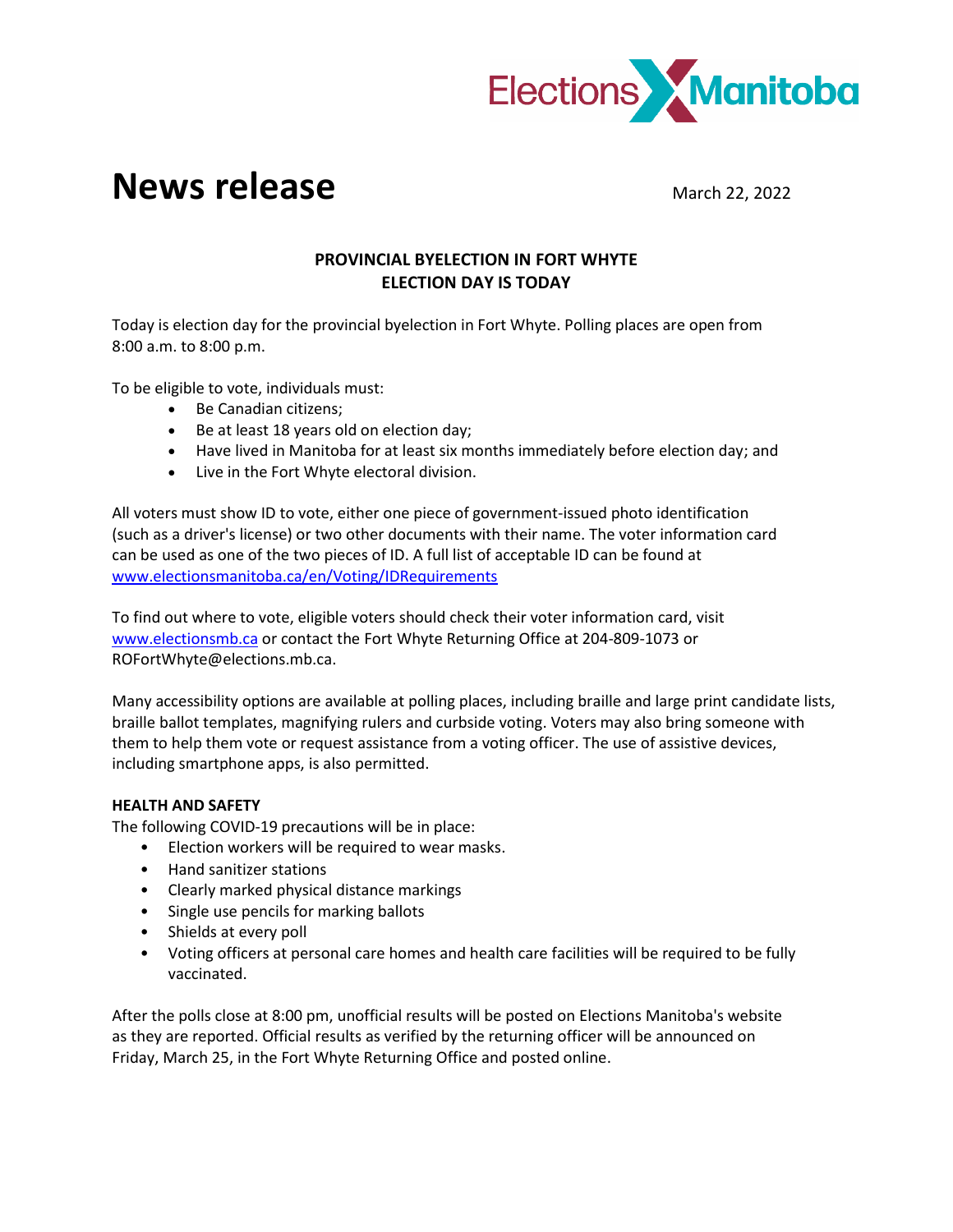Elections Manitoba

# News release

March 22, 2022

## PROVINCIAL BYELECTION IN FORT WHYTE
## ELECTION DAY IS TODAY

Today is election day for the provincial byelection in Fort Whyte. Polling places are open from 8:00 a.m. to 8:00 p.m.

To be eligible to vote, individuals must:

- Be Canadian citizens;
- Be at least 18 years old on election day;
- Have lived in Manitoba for at least six months immediately before election day; and
- Live in the Fort Whyte electoral division.

All voters must show ID to vote, either one piece of government-issued photo identification (such as a driver's license) or two other documents with their name. The voter information card can be used as one of the two pieces of ID. A full list of acceptable ID can be found at [www.electionsmanitoba.ca/en/Voting/IDRequirements](www.electionsmanitoba.ca/en/Voting/IDRequirements)

To find out where to vote, eligible voters should check their voter information card, visit [www.electionsmb.ca](www.electionsmb.ca) or contact the Fort Whyte Returning Office at 204-809-1073 or ROFortWhyte@elections.mb.ca.

Many accessibility options are available at polling places, including braille and large print candidate lists, braille ballot templates, magnifying rulers and curbside voting. Voters may also bring someone with them to help them vote or request assistance from a voting officer. The use of assistive devices, including smartphone apps, is also permitted.

**HEALTH AND SAFETY**

The following COVID-19 precautions will be in place:

- Election workers will be required to wear masks.
- Hand sanitizer stations
- Clearly marked physical distance markings
- Single use pencils for marking ballots
- Shields at every poll
- Voting officers at personal care homes and health care facilities will be required to be fully vaccinated.

After the polls close at 8:00 pm, unofficial results will be posted on Elections Manitoba's website as they are reported. Official results as verified by the returning officer will be announced on Friday, March 25, in the Fort Whyte Returning Office and posted online.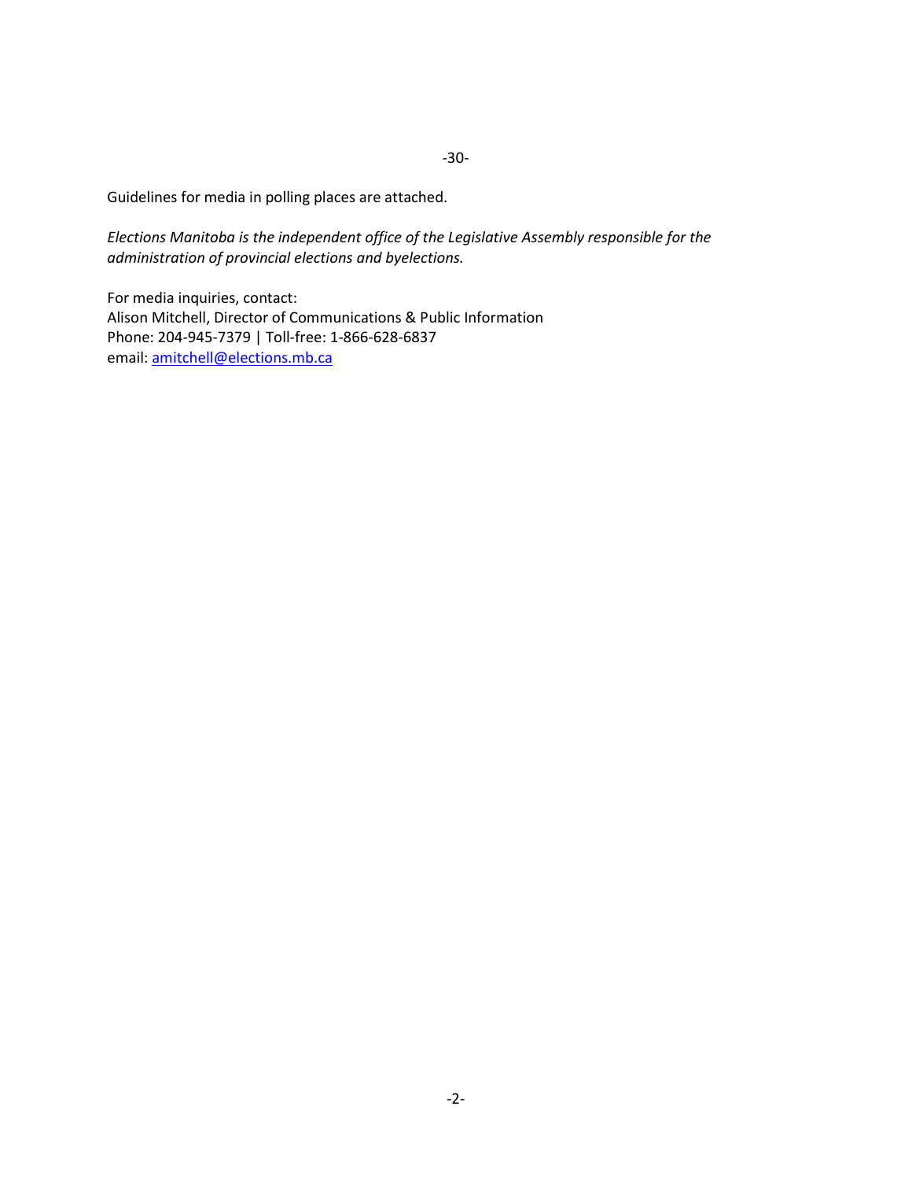-30-

Guidelines for media in polling places are attached.

*Elections Manitoba is the independent office of the Legislative Assembly responsible for the administration of provincial elections and byelections.*

For media inquiries, contact:
Alison Mitchell, Director of Communications & Public Information
Phone: 204-945-7379 | Toll-free: 1-866-628-6837
email: amitchell@elections.mb.ca